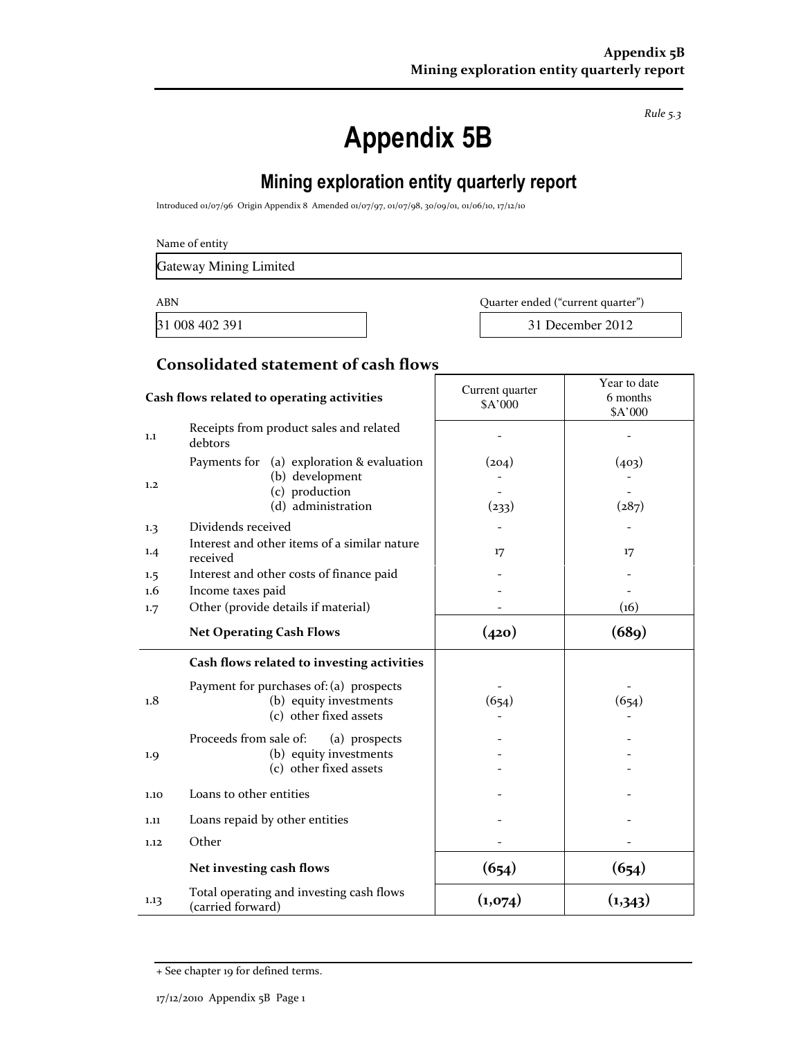*Rule 5.3*

# Appendix 5B

## Mining exploration entity quarterly report

Introduced 01/07/96 Origin Appendix 8 Amended 01/07/97, 01/07/98, 30/09/01, 01/06/10, 17/12/10

Name of entity

Gateway Mining Limited

| ABN | Quarter ended ("current quarter") |
|---|---|
| 31 008 402 391 | 31 December 2012 |

### Consolidated statement of cash flows

| | Cash flows related to operating activities | Current quarter $A'000 | Year to date 6 months $A'000 |
|---|---|---|---|
| 1.1 | Receipts from product sales and related debtors | - | - |
| 1.2 | Payments for (a) exploration & evaluation<br>(b) development<br>(c) production<br>(d) administration | (204)<br>-<br>-<br>(233) | (403)<br>-<br>-<br>(287) |
| 1.3 | Dividends received | - | - |
| 1.4 | Interest and other items of a similar nature received | 17 | 17 |
| 1.5 | Interest and other costs of finance paid | - | - |
| 1.6 | Income taxes paid | - | - |
| 1.7 | Other (provide details if material) | - | (16) |
| | **Net Operating Cash Flows** | **(420)** | **(689)** |
| | **Cash flows related to investing activities** | | |
| 1.8 | Payment for purchases of: (a) prospects<br>(b) equity investments<br>(c) other fixed assets | -<br>(654)<br>- | -<br>(654)<br>- |
| 1.9 | Proceeds from sale of: (a) prospects<br>(b) equity investments<br>(c) other fixed assets | -<br>-<br>- | -<br>-<br>- |
| 1.10 | Loans to other entities | - | - |
| 1.11 | Loans repaid by other entities | - | - |
| 1.12 | Other | - | - |
| | **Net investing cash flows** | **(654)** | **(654)** |
| 1.13 | Total operating and investing cash flows (carried forward) | **(1,074)** | **(1,343)** |

+ See chapter 19 for defined terms.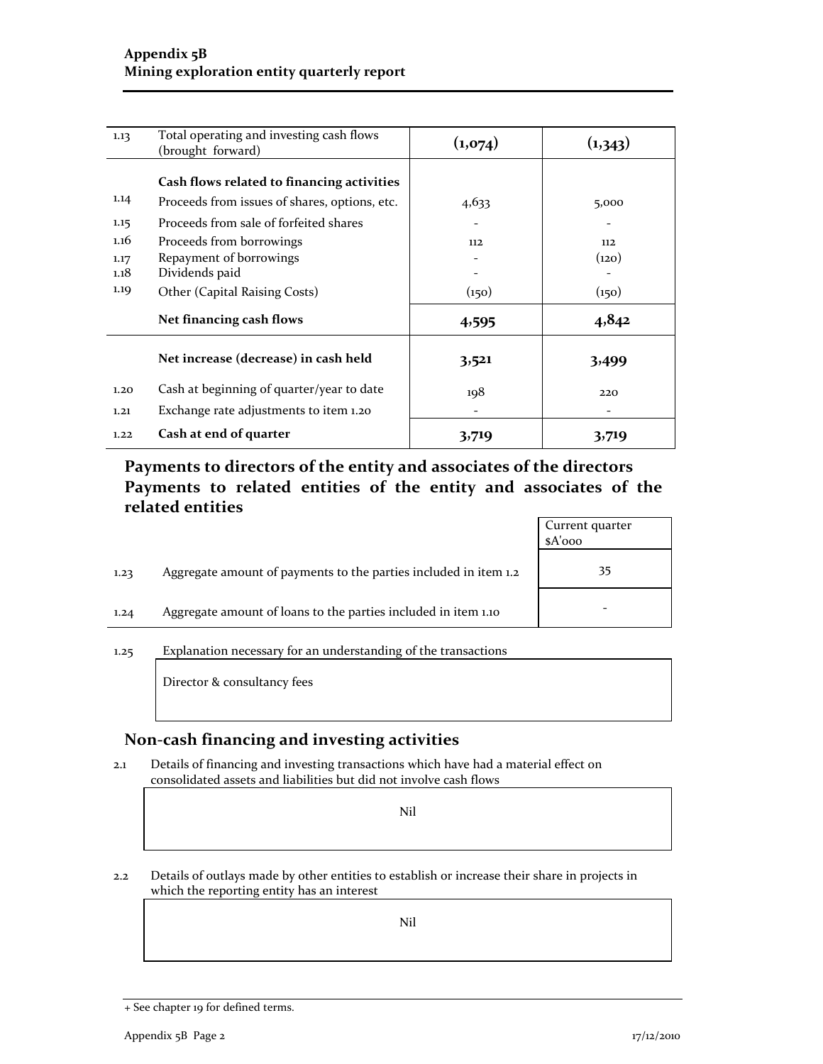| | | | |
|---|---|---|---|
| 1.13 | Total operating and investing cash flows (brought forward) | **(1,074)** | **(1,343)** |
| | **Cash flows related to financing activities** | | |
| 1.14 | Proceeds from issues of shares, options, etc. | 4,633 | 5,000 |
| 1.15 | Proceeds from sale of forfeited shares | - | - |
| 1.16 | Proceeds from borrowings | 112 | 112 |
| 1.17 | Repayment of borrowings | - | (120) |
| 1.18 | Dividends paid | - | - |
| 1.19 | Other (Capital Raising Costs) | (150) | (150) |
| | **Net financing cash flows** | **4,595** | **4,842** |
| | **Net increase (decrease) in cash held** | **3,521** | **3,499** |
| 1.20 | Cash at beginning of quarter/year to date | 198 | 220 |
| 1.21 | Exchange rate adjustments to item 1.20 | - | - |
| 1.22 | **Cash at end of quarter** | **3,719** | **3,719** |

## Payments to directors of the entity and associates of the directors Payments to related entities of the entity and associates of the related entities

| | | Current quarter $A'000 |
|---|---|---|
| 1.23 | Aggregate amount of payments to the parties included in item 1.2 | 35 |
| 1.24 | Aggregate amount of loans to the parties included in item 1.10 | - |

1.25 Explanation necessary for an understanding of the transactions

Director & consultancy fees

## Non-cash financing and investing activities

2.1 Details of financing and investing transactions which have had a material effect on consolidated assets and liabilities but did not involve cash flows

Nil

2.2 Details of outlays made by other entities to establish or increase their share in projects in which the reporting entity has an interest

Nil

+ See chapter 19 for defined terms.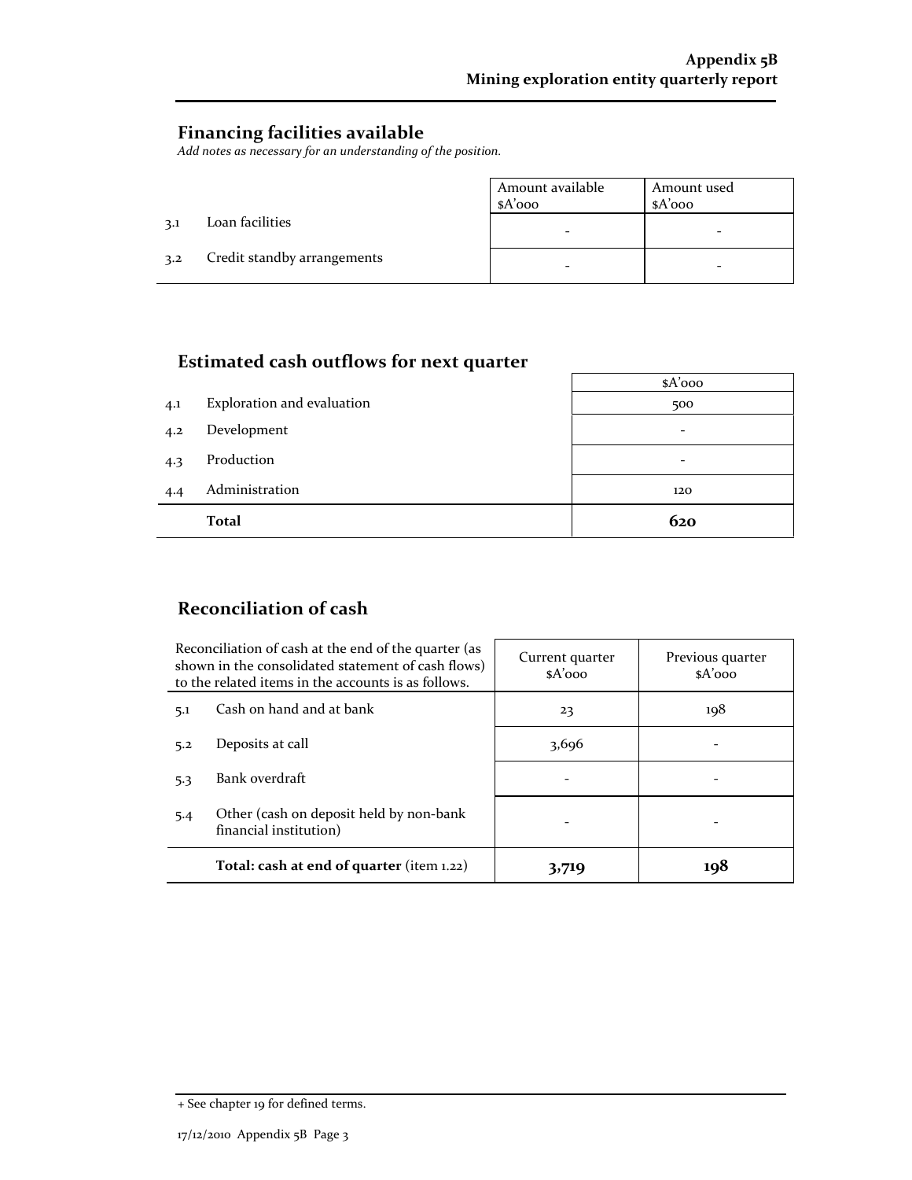## Financing facilities available

*Add notes as necessary for an understanding of the position.*

| | | Amount available $A'000 | Amount used $A'000 |
|---|---|---|---|
| 3.1 | Loan facilities | - | - |
| 3.2 | Credit standby arrangements | - | - |

## Estimated cash outflows for next quarter

| | | $A'000 |
|---|---|---|
| 4.1 | Exploration and evaluation | 500 |
| 4.2 | Development | - |
| 4.3 | Production | - |
| 4.4 | Administration | 120 |
| | **Total** | **620** |

## Reconciliation of cash

| Reconciliation of cash at the end of the quarter (as shown in the consolidated statement of cash flows) to the related items in the accounts is as follows. | | Current quarter $A'000 | Previous quarter $A'000 |
|---|---|---|---|
| 5.1 | Cash on hand and at bank | 23 | 198 |
| 5.2 | Deposits at call | 3,696 | - |
| 5.3 | Bank overdraft | - | - |
| 5.4 | Other (cash on deposit held by non-bank financial institution) | - | - |
| | **Total: cash at end of quarter** (item 1.22) | **3,719** | **198** |

+ See chapter 19 for defined terms.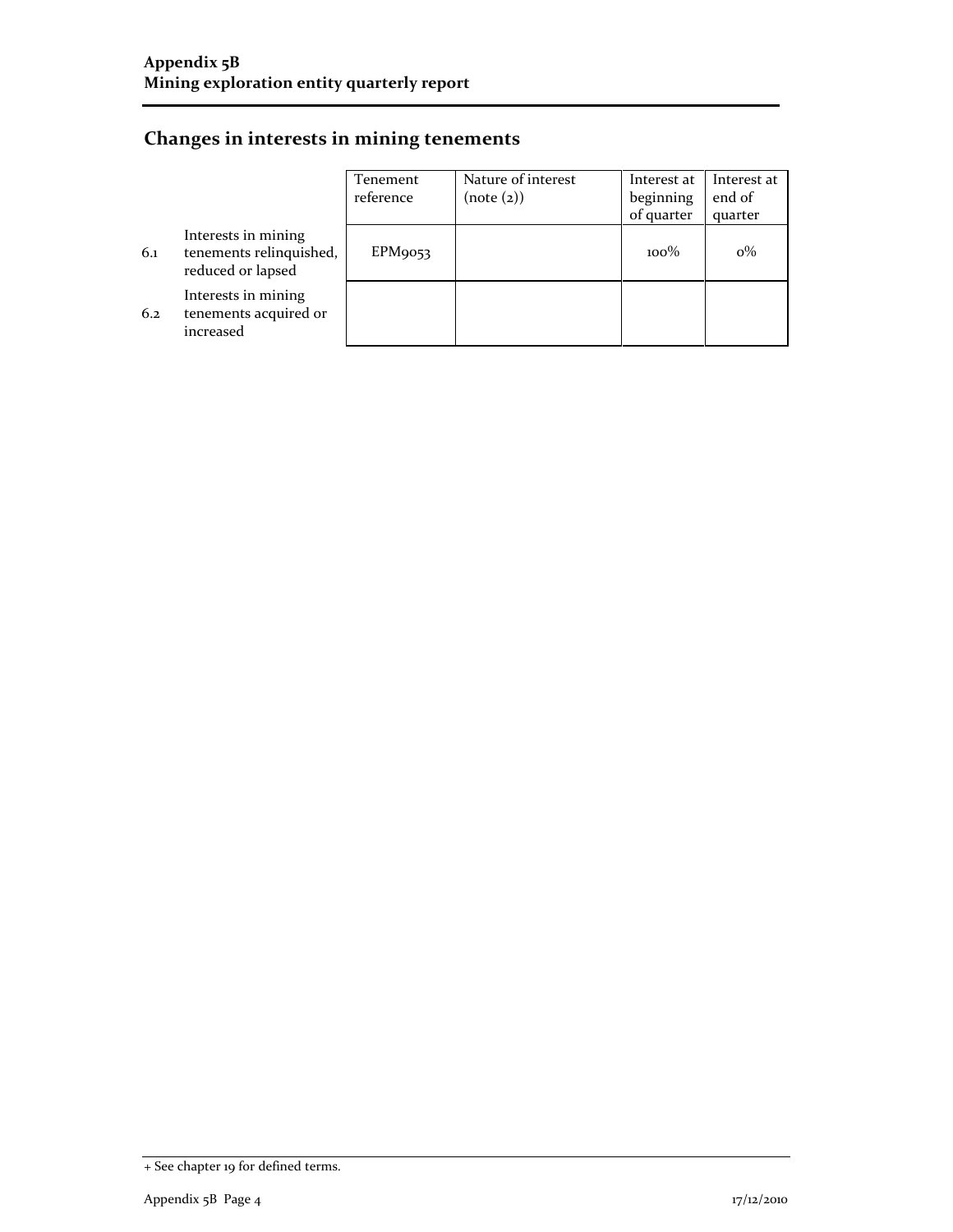## Changes in interests in mining tenements

| | | Tenement reference | Nature of interest (note (2)) | Interest at beginning of quarter | Interest at end of quarter |
|---|---|---|---|---|---|
| 6.1 | Interests in mining tenements relinquished, reduced or lapsed | EPM9053 | | 100% | 0% |
| 6.2 | Interests in mining tenements acquired or increased | | | | |

+ See chapter 19 for defined terms.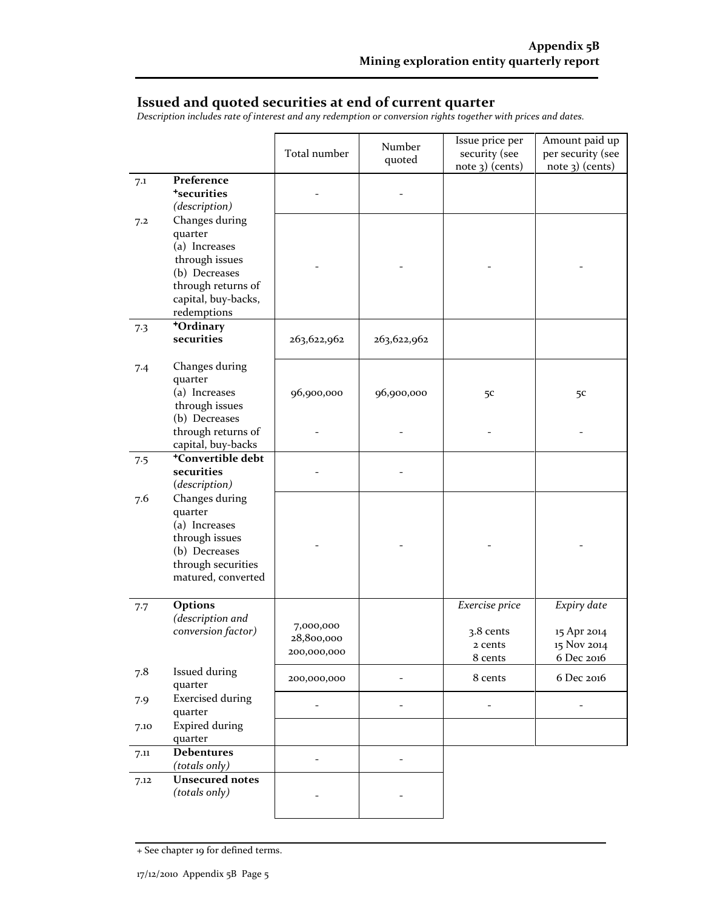## Issued and quoted securities at end of current quarter

*Description includes rate of interest and any redemption or conversion rights together with prices and dates.*

| | | Total number | Number quoted | Issue price per security (see note 3) (cents) | Amount paid up per security (see note 3) (cents) |
|---|---|---|---|---|---|
| 7.1 | **Preference +securities** *(description)* | - | - | | |
| 7.2 | Changes during quarter (a) Increases through issues (b) Decreases through returns of capital, buy-backs, redemptions | - | - | - | - |
| 7.3 | **+Ordinary securities** | 263,622,962 | 263,622,962 | | |
| 7.4 | Changes during quarter (a) Increases through issues | 96,900,000 | 96,900,000 | 5c | 5c |
| | (b) Decreases through returns of capital, buy-backs | - | - | - | - |
| 7.5 | **+Convertible debt securities** *(description)* | - | - | | |
| 7.6 | Changes during quarter (a) Increases through issues (b) Decreases through securities matured, converted | - | - | - | - |
| 7.7 | **Options** *(description and conversion factor)* | | | *Exercise price* | *Expiry date* |
| | | 7,000,000 | | 3.8 cents | 15 Apr 2014 |
| | | 28,800,000 | | 2 cents | 15 Nov 2014 |
| | | 200,000,000 | | 8 cents | 6 Dec 2016 |
| 7.8 | Issued during quarter | 200,000,000 | - | 8 cents | 6 Dec 2016 |
| 7.9 | Exercised during quarter | - | - | - | - |
| 7.10 | Expired during quarter | | | | |
| 7.11 | **Debentures** *(totals only)* | - | - | | |
| 7.12 | **Unsecured notes** *(totals only)* | - | - | | |

+ See chapter 19 for defined terms.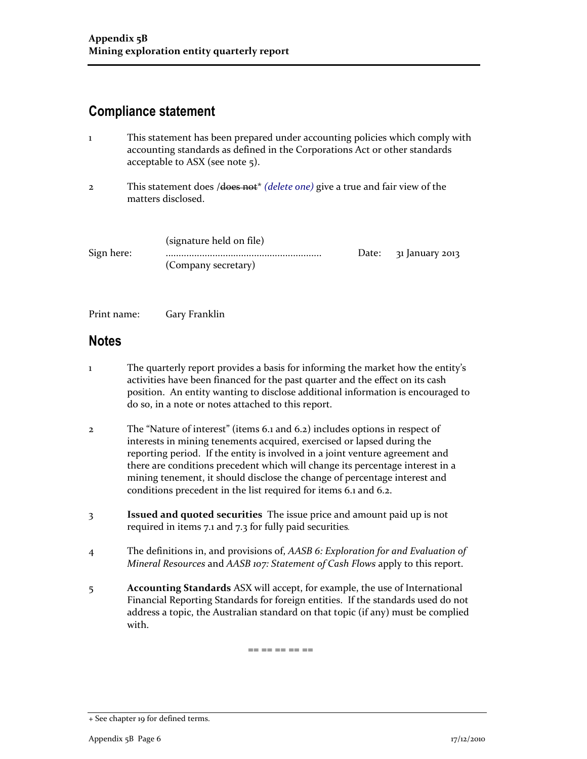## Compliance statement

1 This statement has been prepared under accounting policies which comply with accounting standards as defined in the Corporations Act or other standards acceptable to ASX (see note 5).

2 This statement does /~~does not~~* *(delete one)* give a true and fair view of the matters disclosed.

Sign here: (signature held on file) ............................................................ (Company secretary) Date: 31 January 2013

Print name: Gary Franklin

## Notes

1 The quarterly report provides a basis for informing the market how the entity's activities have been financed for the past quarter and the effect on its cash position. An entity wanting to disclose additional information is encouraged to do so, in a note or notes attached to this report.

2 The "Nature of interest" (items 6.1 and 6.2) includes options in respect of interests in mining tenements acquired, exercised or lapsed during the reporting period. If the entity is involved in a joint venture agreement and there are conditions precedent which will change its percentage interest in a mining tenement, it should disclose the change of percentage interest and conditions precedent in the list required for items 6.1 and 6.2.

3 **Issued and quoted securities** The issue price and amount paid up is not required in items 7.1 and 7.3 for fully paid securities.

4 The definitions in, and provisions of, *AASB 6: Exploration for and Evaluation of Mineral Resources* and *AASB 107: Statement of Cash Flows* apply to this report.

5 **Accounting Standards** ASX will accept, for example, the use of International Financial Reporting Standards for foreign entities. If the standards used do not address a topic, the Australian standard on that topic (if any) must be complied with.

== == == == ==

+ See chapter 19 for defined terms.